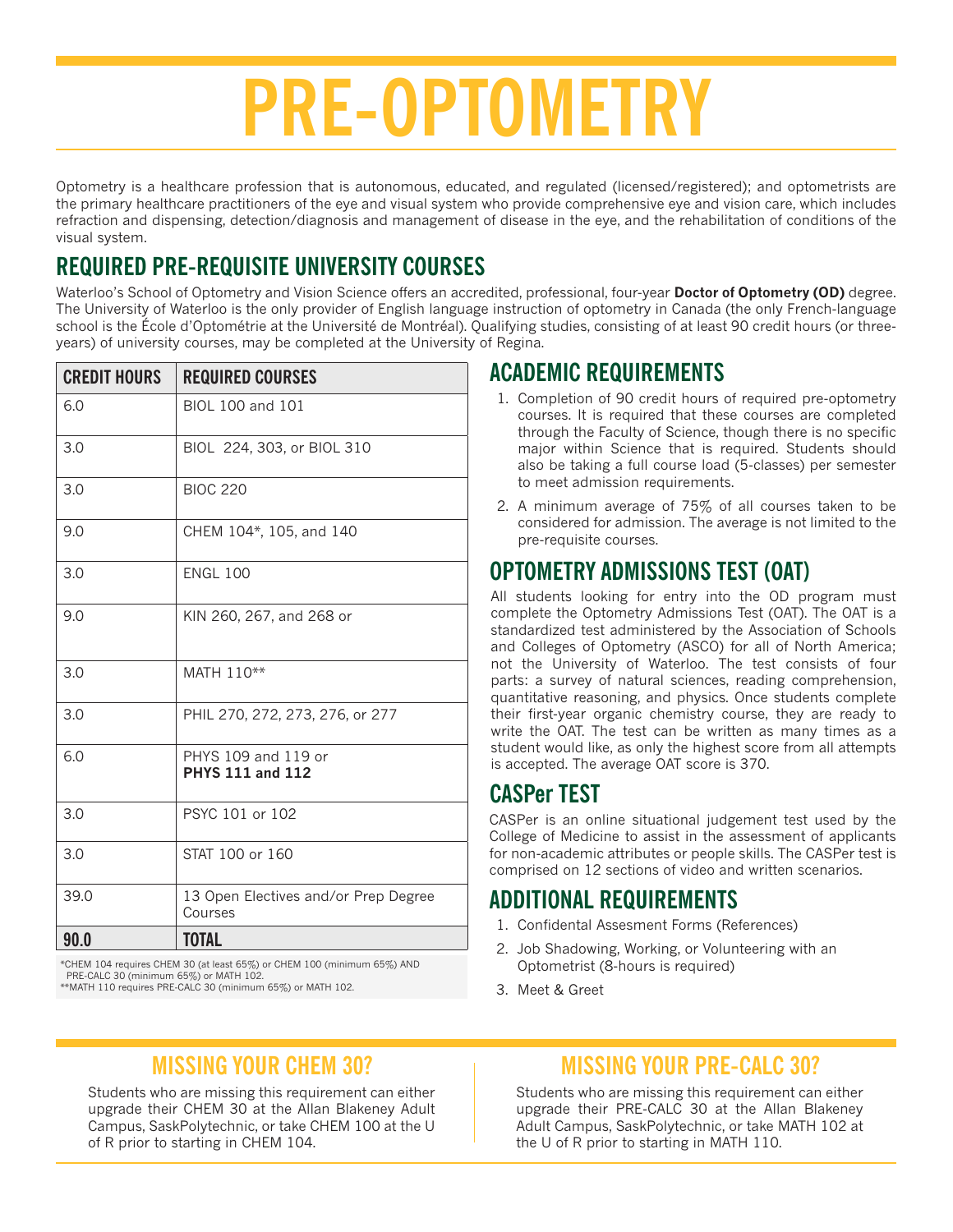# PRE-OPTOMETRY

Optometry is a healthcare profession that is autonomous, educated, and regulated (licensed/registered); and optometrists are the primary healthcare practitioners of the eye and visual system who provide comprehensive eye and vision care, which includes refraction and dispensing, detection/diagnosis and management of disease in the eye, and the rehabilitation of conditions of the visual system.

## REQUIRED PRE-REQUISITE UNIVERSITY COURSES

Waterloo's School of Optometry and Vision Science offers an accredited, professional, four-year **Doctor of Optometry (OD)** degree. The University of Waterloo is the only provider of English language instruction of optometry in Canada (the only French-language school is the École d'Optométrie at the Université de Montréal). Qualifying studies, consisting of at least 90 credit hours (or three-years) of university courses, may be completed at the University of Regina.

| CREDIT HOURS | REQUIRED COURSES |
|---|---|
| 6.0 | BIOL 100 and 101 |
| 3.0 | BIOL 224, 303, or BIOL 310 |
| 3.0 | BIOC 220 |
| 9.0 | CHEM 104*, 105, and 140 |
| 3.0 | ENGL 100 |
| 9.0 | KIN 260, 267, and 268 or |
| 3.0 | MATH 110** |
| 3.0 | PHIL 270, 272, 273, 276, or 277 |
| 6.0 | PHYS 109 and 119 or **PHYS 111 and 112** |
| 3.0 | PSYC 101 or 102 |
| 3.0 | STAT 100 or 160 |
| 39.0 | 13 Open Electives and/or Prep Degree Courses |
| **90.0** | **TOTAL** |

*CHEM 104 requires CHEM 30 (at least 65%) or CHEM 100 (minimum 65%) AND PRE-CALC 30 (minimum 65%) or MATH 102.
**MATH 110 requires PRE-CALC 30 (minimum 65%) or MATH 102.

## ACADEMIC REQUIREMENTS

1. Completion of 90 credit hours of required pre-optometry courses. It is required that these courses are completed through the Faculty of Science, though there is no specific major within Science that is required. Students should also be taking a full course load (5-classes) per semester to meet admission requirements.
2. A minimum average of 75% of all courses taken to be considered for admission. The average is not limited to the pre-requisite courses.

## OPTOMETRY ADMISSIONS TEST (OAT)

All students looking for entry into the OD program must complete the Optometry Admissions Test (OAT). The OAT is a standardized test administered by the Association of Schools and Colleges of Optometry (ASCO) for all of North America; not the University of Waterloo. The test consists of four parts: a survey of natural sciences, reading comprehension, quantitative reasoning, and physics. Once students complete their first-year organic chemistry course, they are ready to write the OAT. The test can be written as many times as a student would like, as only the highest score from all attempts is accepted. The average OAT score is 370.

## CASPer TEST

CASPer is an online situational judgement test used by the College of Medicine to assist in the assessment of applicants for non-academic attributes or people skills. The CASPer test is comprised on 12 sections of video and written scenarios.

## ADDITIONAL REQUIREMENTS

1. Confidental Assesment Forms (References)
2. Job Shadowing, Working, or Volunteering with an Optometrist (8-hours is required)
3. Meet & Greet

## MISSING YOUR CHEM 30?

Students who are missing this requirement can either upgrade their CHEM 30 at the Allan Blakeney Adult Campus, SaskPolytechnic, or take CHEM 100 at the U of R prior to starting in CHEM 104.

## MISSING YOUR PRE-CALC 30?

Students who are missing this requirement can either upgrade their PRE-CALC 30 at the Allan Blakeney Adult Campus, SaskPolytechnic, or take MATH 102 at the U of R prior to starting in MATH 110.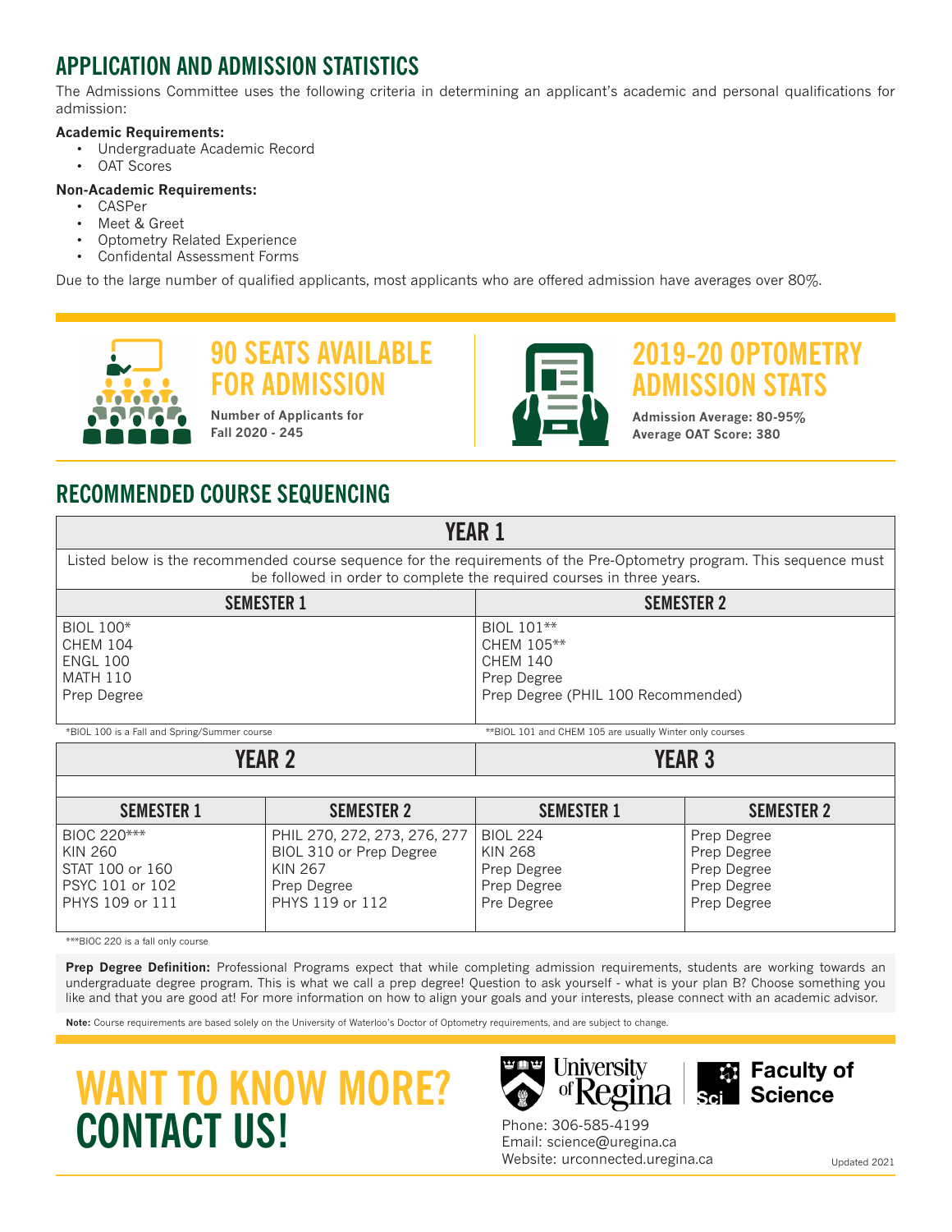## APPLICATION AND ADMISSION STATISTICS

The Admissions Committee uses the following criteria in determining an applicant's academic and personal qualifications for admission:

**Academic Requirements:**

- Undergraduate Academic Record
- OAT Scores

**Non-Academic Requirements:**

- CASPer
- Meet & Greet
- Optometry Related Experience
- Confidental Assessment Forms

Due to the large number of qualified applicants, most applicants who are offered admission have averages over 80%.

### 90 SEATS AVAILABLE FOR ADMISSION

**Number of Applicants for Fall 2020 - 245**

### 2019-20 OPTOMETRY ADMISSION STATS

**Admission Average: 80-95%**
**Average OAT Score: 380**

## RECOMMENDED COURSE SEQUENCING

### YEAR 1

Listed below is the recommended course sequence for the requirements of the Pre-Optometry program. This sequence must be followed in order to complete the required courses in three years.

| SEMESTER 1 | SEMESTER 2 |
|---|---|
| BIOL 100* | BIOL 101** |
| CHEM 104 | CHEM 105** |
| ENGL 100 | CHEM 140 |
| MATH 110 | Prep Degree |
| Prep Degree | Prep Degree (PHIL 100 Recommended) |

*BIOL 100 is a Fall and Spring/Summer course

**BIOL 101 and CHEM 105 are usually Winter only courses

| YEAR 2 | | YEAR 3 | |
|---|---|---|---|
| **SEMESTER 1** | **SEMESTER 2** | **SEMESTER 1** | **SEMESTER 2** |
| BIOC 220*** | PHIL 270, 272, 273, 276, 277 | BIOL 224 | Prep Degree |
| KIN 260 | BIOL 310 or Prep Degree | KIN 268 | Prep Degree |
| STAT 100 or 160 | KIN 267 | Prep Degree | Prep Degree |
| PSYC 101 or 102 | Prep Degree | Prep Degree | Prep Degree |
| PHYS 109 or 111 | PHYS 119 or 112 | Pre Degree | Prep Degree |

***BIOC 220 is a fall only course

**Prep Degree Definition:** Professional Programs expect that while completing admission requirements, students are working towards an undergraduate degree program. This is what we call a prep degree! Question to ask yourself - what is your plan B? Choose something you like and that you are good at! For more information on how to align your goals and your interests, please connect with an academic advisor.

**Note:** Course requirements are based solely on the University of Waterloo's Doctor of Optometry requirements, and are subject to change.

# WANT TO KNOW MORE? CONTACT US!

University of Regina | Faculty of Science

Phone: 306-585-4199
Email: science@uregina.ca
Website: urconnected.uregina.ca

Updated 2021